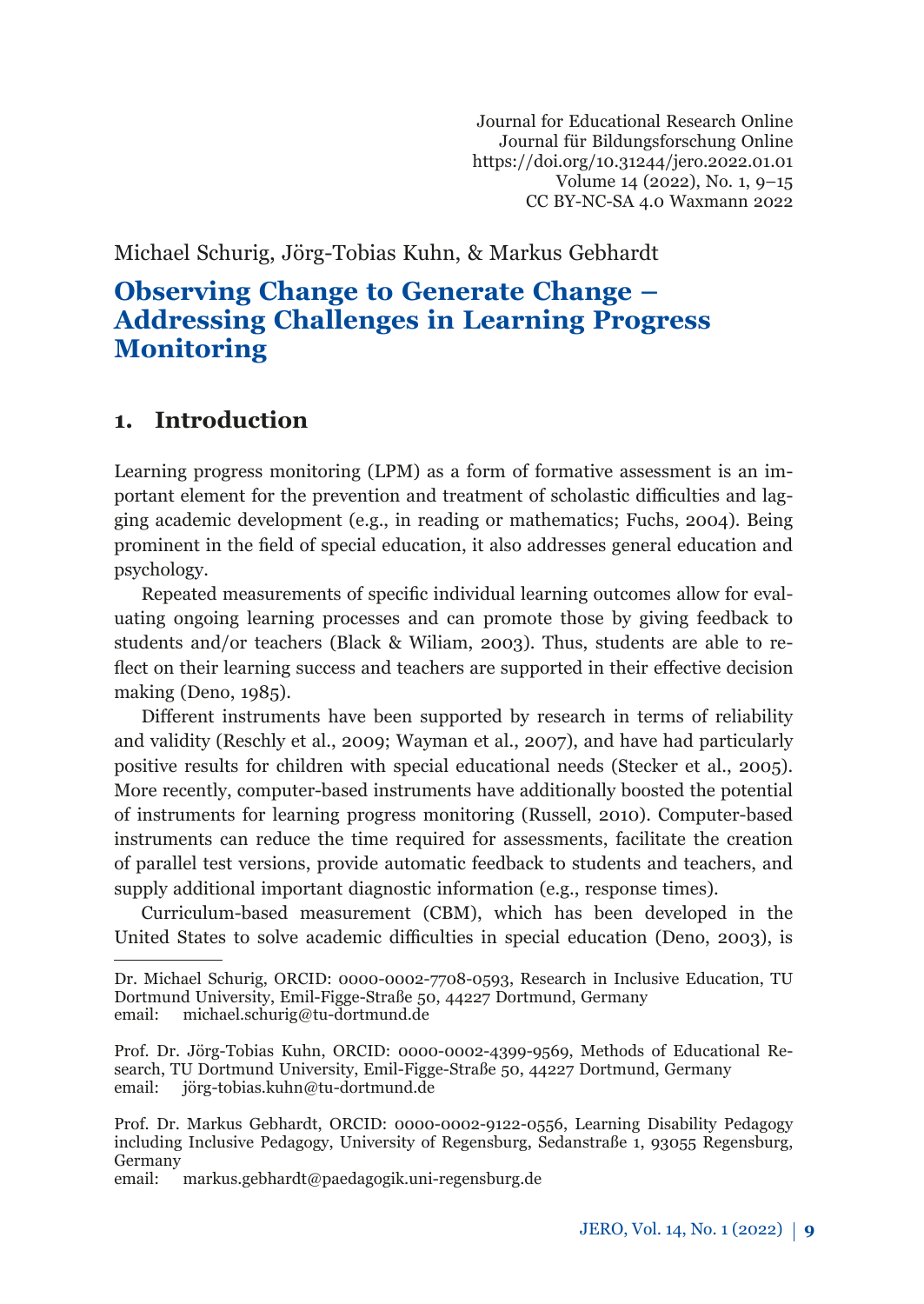Journal for Educational Research Online
Journal für Bildungsforschung Online
https://doi.org/10.31244/jero.2022.01.01
Volume 14 (2022), No. 1, 9–15
CC BY-NC-SA 4.0 Waxmann 2022

Michael Schurig, Jörg-Tobias Kuhn, & Markus Gebhardt

# Observing Change to Generate Change – Addressing Challenges in Learning Progress Monitoring

## 1. Introduction

Learning progress monitoring (LPM) as a form of formative assessment is an important element for the prevention and treatment of scholastic difficulties and lagging academic development (e.g., in reading or mathematics; Fuchs, 2004). Being prominent in the field of special education, it also addresses general education and psychology.

Repeated measurements of specific individual learning outcomes allow for evaluating ongoing learning processes and can promote those by giving feedback to students and/or teachers (Black & Wiliam, 2003). Thus, students are able to reflect on their learning success and teachers are supported in their effective decision making (Deno, 1985).

Different instruments have been supported by research in terms of reliability and validity (Reschly et al., 2009; Wayman et al., 2007), and have had particularly positive results for children with special educational needs (Stecker et al., 2005). More recently, computer-based instruments have additionally boosted the potential of instruments for learning progress monitoring (Russell, 2010). Computer-based instruments can reduce the time required for assessments, facilitate the creation of parallel test versions, provide automatic feedback to students and teachers, and supply additional important diagnostic information (e.g., response times).

Curriculum-based measurement (CBM), which has been developed in the United States to solve academic difficulties in special education (Deno, 2003), is

---

Dr. Michael Schurig, ORCID: 0000-0002-7708-0593, Research in Inclusive Education, TU Dortmund University, Emil-Figge-Straße 50, 44227 Dortmund, Germany
email: michael.schurig@tu-dortmund.de

Prof. Dr. Jörg-Tobias Kuhn, ORCID: 0000-0002-4399-9569, Methods of Educational Research, TU Dortmund University, Emil-Figge-Straße 50, 44227 Dortmund, Germany
email: jörg-tobias.kuhn@tu-dortmund.de

Prof. Dr. Markus Gebhardt, ORCID: 0000-0002-9122-0556, Learning Disability Pedagogy including Inclusive Pedagogy, University of Regensburg, Sedanstraße 1, 93055 Regensburg, Germany
email: markus.gebhardt@paedagogik.uni-regensburg.de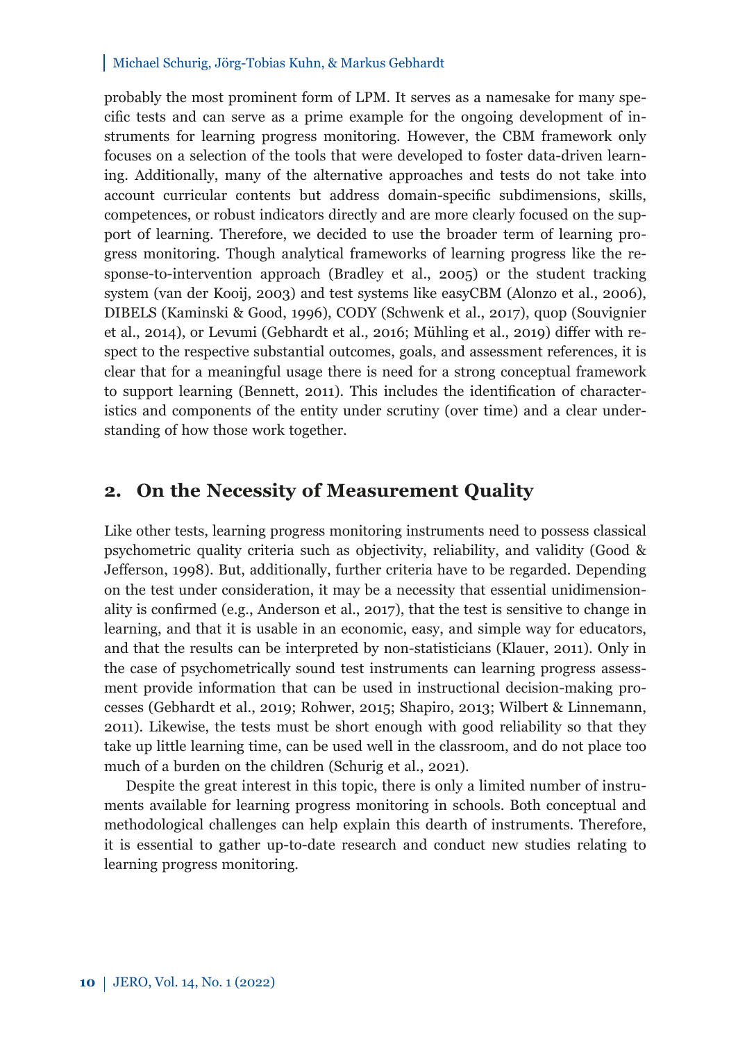probably the most prominent form of LPM. It serves as a namesake for many specific tests and can serve as a prime example for the ongoing development of instruments for learning progress monitoring. However, the CBM framework only focuses on a selection of the tools that were developed to foster data-driven learning. Additionally, many of the alternative approaches and tests do not take into account curricular contents but address domain-specific subdimensions, skills, competences, or robust indicators directly and are more clearly focused on the support of learning. Therefore, we decided to use the broader term of learning progress monitoring. Though analytical frameworks of learning progress like the response-to-intervention approach (Bradley et al., 2005) or the student tracking system (van der Kooij, 2003) and test systems like easyCBM (Alonzo et al., 2006), DIBELS (Kaminski & Good, 1996), CODY (Schwenk et al., 2017), quop (Souvignier et al., 2014), or Levumi (Gebhardt et al., 2016; Mühling et al., 2019) differ with respect to the respective substantial outcomes, goals, and assessment references, it is clear that for a meaningful usage there is need for a strong conceptual framework to support learning (Bennett, 2011). This includes the identification of characteristics and components of the entity under scrutiny (over time) and a clear understanding of how those work together.

## 2. On the Necessity of Measurement Quality

Like other tests, learning progress monitoring instruments need to possess classical psychometric quality criteria such as objectivity, reliability, and validity (Good & Jefferson, 1998). But, additionally, further criteria have to be regarded. Depending on the test under consideration, it may be a necessity that essential unidimensionality is confirmed (e.g., Anderson et al., 2017), that the test is sensitive to change in learning, and that it is usable in an economic, easy, and simple way for educators, and that the results can be interpreted by non-statisticians (Klauer, 2011). Only in the case of psychometrically sound test instruments can learning progress assessment provide information that can be used in instructional decision-making processes (Gebhardt et al., 2019; Rohwer, 2015; Shapiro, 2013; Wilbert & Linnemann, 2011). Likewise, the tests must be short enough with good reliability so that they take up little learning time, can be used well in the classroom, and do not place too much of a burden on the children (Schurig et al., 2021).

Despite the great interest in this topic, there is only a limited number of instruments available for learning progress monitoring in schools. Both conceptual and methodological challenges can help explain this dearth of instruments. Therefore, it is essential to gather up-to-date research and conduct new studies relating to learning progress monitoring.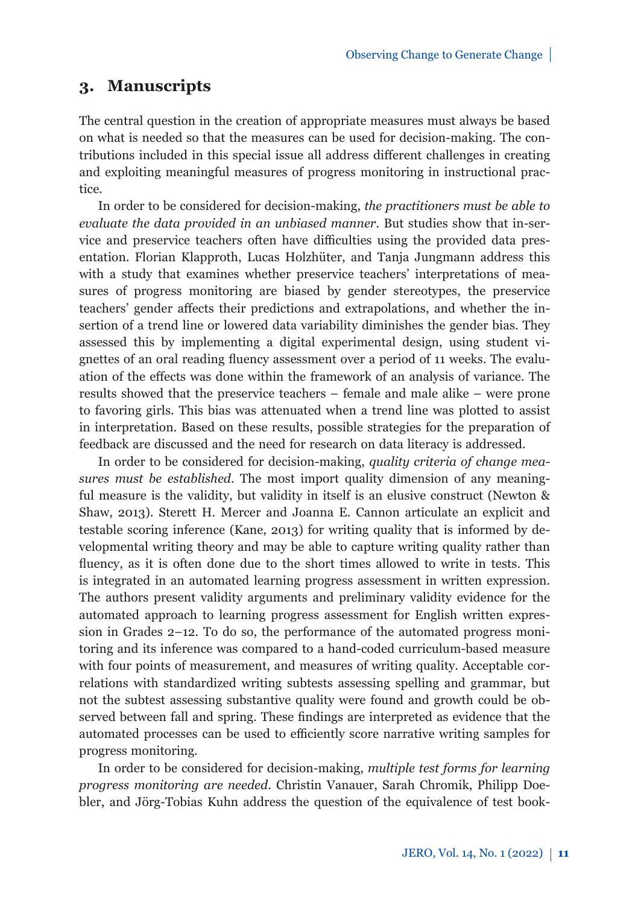## 3. Manuscripts

The central question in the creation of appropriate measures must always be based on what is needed so that the measures can be used for decision-making. The contributions included in this special issue all address different challenges in creating and exploiting meaningful measures of progress monitoring in instructional practice.

In order to be considered for decision-making, *the practitioners must be able to evaluate the data provided in an unbiased manner*. But studies show that in-service and preservice teachers often have difficulties using the provided data presentation. Florian Klapproth, Lucas Holzhüter, and Tanja Jungmann address this with a study that examines whether preservice teachers' interpretations of measures of progress monitoring are biased by gender stereotypes, the preservice teachers' gender affects their predictions and extrapolations, and whether the insertion of a trend line or lowered data variability diminishes the gender bias. They assessed this by implementing a digital experimental design, using student vignettes of an oral reading fluency assessment over a period of 11 weeks. The evaluation of the effects was done within the framework of an analysis of variance. The results showed that the preservice teachers – female and male alike – were prone to favoring girls. This bias was attenuated when a trend line was plotted to assist in interpretation. Based on these results, possible strategies for the preparation of feedback are discussed and the need for research on data literacy is addressed.

In order to be considered for decision-making, *quality criteria of change measures must be established*. The most import quality dimension of any meaningful measure is the validity, but validity in itself is an elusive construct (Newton & Shaw, 2013). Sterett H. Mercer and Joanna E. Cannon articulate an explicit and testable scoring inference (Kane, 2013) for writing quality that is informed by developmental writing theory and may be able to capture writing quality rather than fluency, as it is often done due to the short times allowed to write in tests. This is integrated in an automated learning progress assessment in written expression. The authors present validity arguments and preliminary validity evidence for the automated approach to learning progress assessment for English written expression in Grades 2–12. To do so, the performance of the automated progress monitoring and its inference was compared to a hand-coded curriculum-based measure with four points of measurement, and measures of writing quality. Acceptable correlations with standardized writing subtests assessing spelling and grammar, but not the subtest assessing substantive quality were found and growth could be observed between fall and spring. These findings are interpreted as evidence that the automated processes can be used to efficiently score narrative writing samples for progress monitoring.

In order to be considered for decision-making, *multiple test forms for learning progress monitoring are needed*. Christin Vanauer, Sarah Chromik, Philipp Doebler, and Jörg-Tobias Kuhn address the question of the equivalence of test book-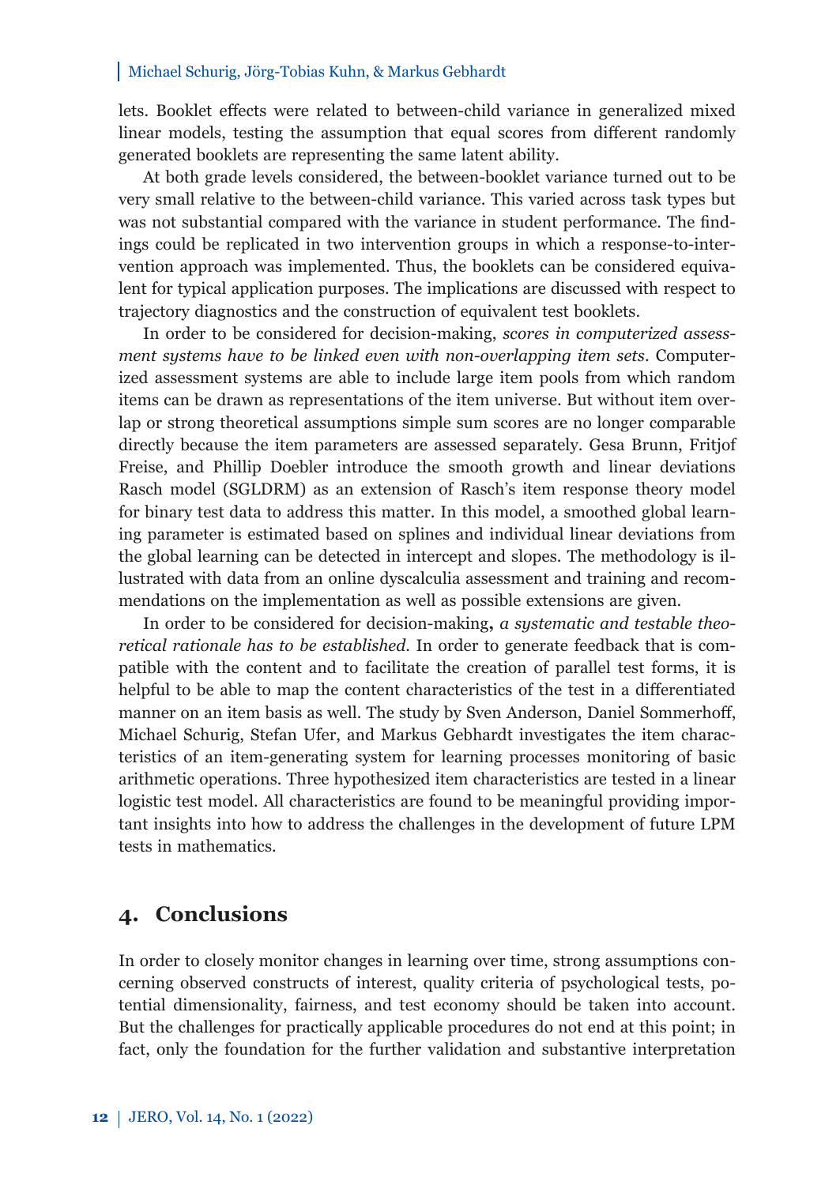lets. Booklet effects were related to between-child variance in generalized mixed linear models, testing the assumption that equal scores from different randomly generated booklets are representing the same latent ability.

At both grade levels considered, the between-booklet variance turned out to be very small relative to the between-child variance. This varied across task types but was not substantial compared with the variance in student performance. The findings could be replicated in two intervention groups in which a response-to-intervention approach was implemented. Thus, the booklets can be considered equivalent for typical application purposes. The implications are discussed with respect to trajectory diagnostics and the construction of equivalent test booklets.

In order to be considered for decision-making, *scores in computerized assessment systems have to be linked even with non-overlapping item sets*. Computerized assessment systems are able to include large item pools from which random items can be drawn as representations of the item universe. But without item overlap or strong theoretical assumptions simple sum scores are no longer comparable directly because the item parameters are assessed separately. Gesa Brunn, Fritjof Freise, and Phillip Doebler introduce the smooth growth and linear deviations Rasch model (SGLDRM) as an extension of Rasch's item response theory model for binary test data to address this matter. In this model, a smoothed global learning parameter is estimated based on splines and individual linear deviations from the global learning can be detected in intercept and slopes. The methodology is illustrated with data from an online dyscalculia assessment and training and recommendations on the implementation as well as possible extensions are given.

In order to be considered for decision-making**,** *a systematic and testable theoretical rationale has to be established*. In order to generate feedback that is compatible with the content and to facilitate the creation of parallel test forms, it is helpful to be able to map the content characteristics of the test in a differentiated manner on an item basis as well. The study by Sven Anderson, Daniel Sommerhoff, Michael Schurig, Stefan Ufer, and Markus Gebhardt investigates the item characteristics of an item-generating system for learning processes monitoring of basic arithmetic operations. Three hypothesized item characteristics are tested in a linear logistic test model. All characteristics are found to be meaningful providing important insights into how to address the challenges in the development of future LPM tests in mathematics.

## 4. Conclusions

In order to closely monitor changes in learning over time, strong assumptions concerning observed constructs of interest, quality criteria of psychological tests, potential dimensionality, fairness, and test economy should be taken into account. But the challenges for practically applicable procedures do not end at this point; in fact, only the foundation for the further validation and substantive interpretation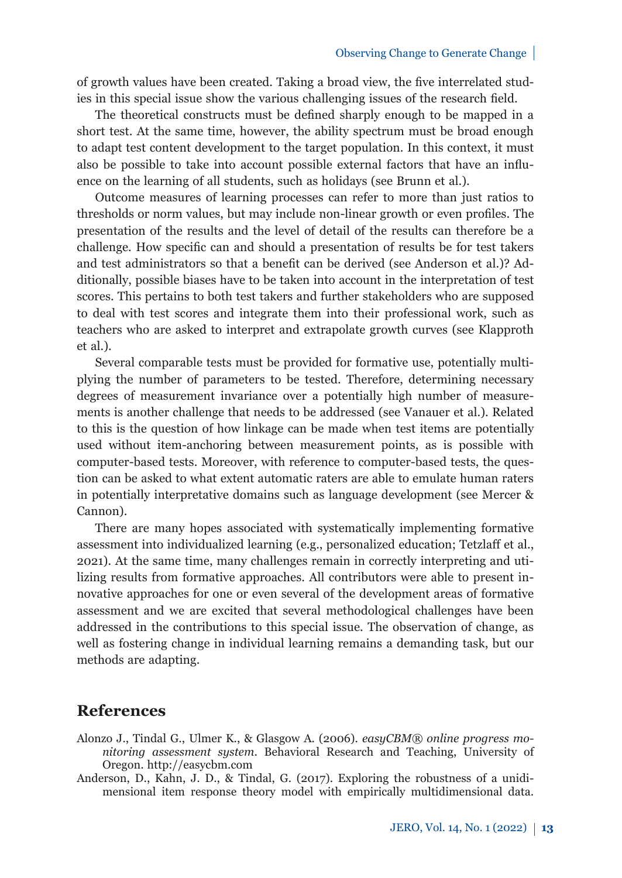of growth values have been created. Taking a broad view, the five interrelated studies in this special issue show the various challenging issues of the research field.

The theoretical constructs must be defined sharply enough to be mapped in a short test. At the same time, however, the ability spectrum must be broad enough to adapt test content development to the target population. In this context, it must also be possible to take into account possible external factors that have an influence on the learning of all students, such as holidays (see Brunn et al.).

Outcome measures of learning processes can refer to more than just ratios to thresholds or norm values, but may include non-linear growth or even profiles. The presentation of the results and the level of detail of the results can therefore be a challenge. How specific can and should a presentation of results be for test takers and test administrators so that a benefit can be derived (see Anderson et al.)? Additionally, possible biases have to be taken into account in the interpretation of test scores. This pertains to both test takers and further stakeholders who are supposed to deal with test scores and integrate them into their professional work, such as teachers who are asked to interpret and extrapolate growth curves (see Klapproth et al.).

Several comparable tests must be provided for formative use, potentially multiplying the number of parameters to be tested. Therefore, determining necessary degrees of measurement invariance over a potentially high number of measurements is another challenge that needs to be addressed (see Vanauer et al.). Related to this is the question of how linkage can be made when test items are potentially used without item-anchoring between measurement points, as is possible with computer-based tests. Moreover, with reference to computer-based tests, the question can be asked to what extent automatic raters are able to emulate human raters in potentially interpretative domains such as language development (see Mercer & Cannon).

There are many hopes associated with systematically implementing formative assessment into individualized learning (e.g., personalized education; Tetzlaff et al., 2021). At the same time, many challenges remain in correctly interpreting and utilizing results from formative approaches. All contributors were able to present innovative approaches for one or even several of the development areas of formative assessment and we are excited that several methodological challenges have been addressed in the contributions to this special issue. The observation of change, as well as fostering change in individual learning remains a demanding task, but our methods are adapting.

## References

Alonzo J., Tindal G., Ulmer K., & Glasgow A. (2006). *easyCBM® online progress monitoring assessment system*. Behavioral Research and Teaching, University of Oregon. http://easycbm.com

Anderson, D., Kahn, J. D., & Tindal, G. (2017). Exploring the robustness of a unidimensional item response theory model with empirically multidimensional data.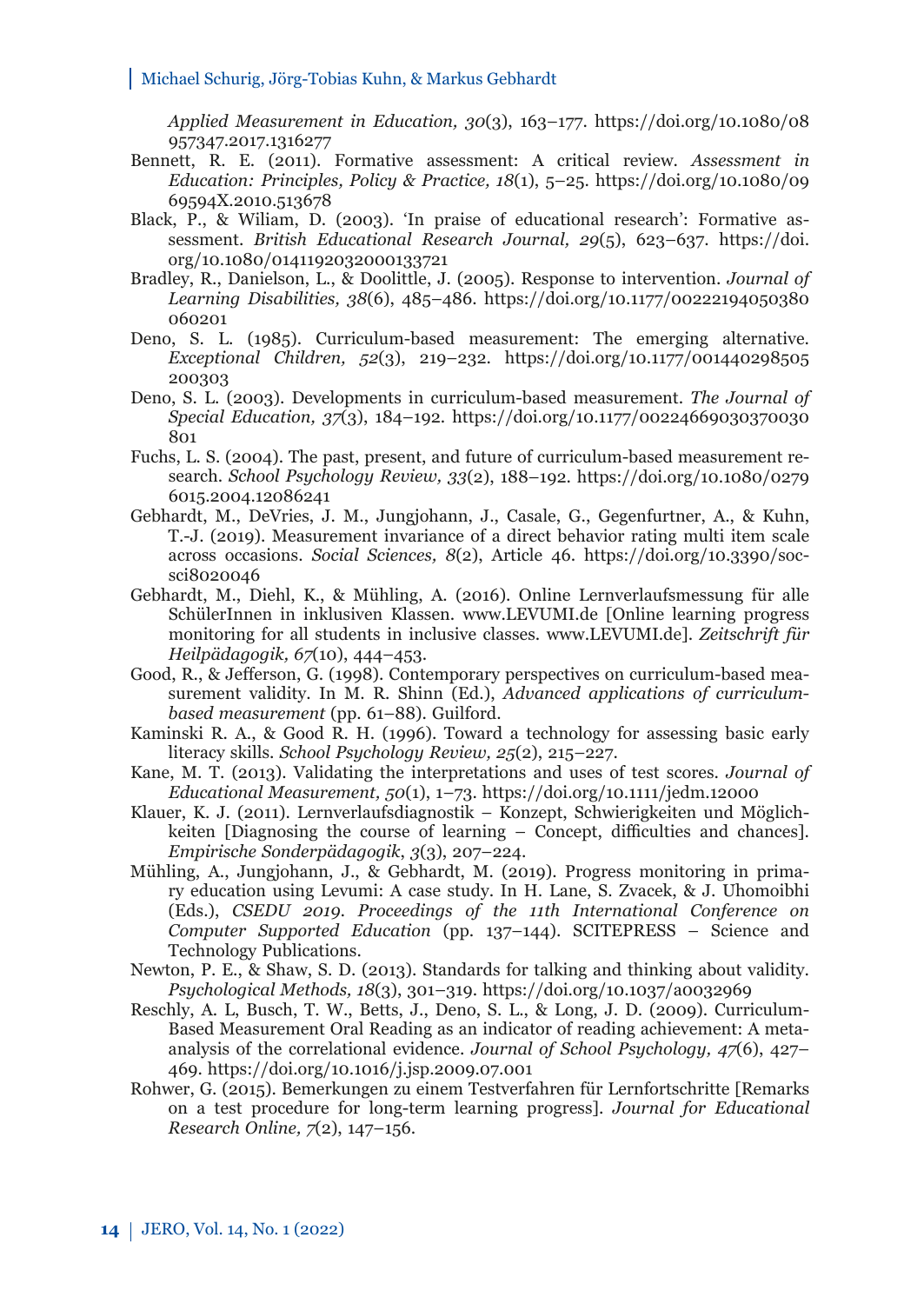*Applied Measurement in Education, 30*(3), 163–177. https://doi.org/10.1080/08957347.2017.1316277

Bennett, R. E. (2011). Formative assessment: A critical review. *Assessment in Education: Principles, Policy & Practice, 18*(1), 5–25. https://doi.org/10.1080/0969594X.2010.513678

Black, P., & Wiliam, D. (2003). 'In praise of educational research': Formative assessment. *British Educational Research Journal, 29*(5), 623–637. https://doi.org/10.1080/0141192032000133721

Bradley, R., Danielson, L., & Doolittle, J. (2005). Response to intervention. *Journal of Learning Disabilities, 38*(6), 485–486. https://doi.org/10.1177/00222194050380060201

Deno, S. L. (1985). Curriculum-based measurement: The emerging alternative. *Exceptional Children, 52*(3), 219–232. https://doi.org/10.1177/001440298505200303

Deno, S. L. (2003). Developments in curriculum-based measurement. *The Journal of Special Education, 37*(3), 184–192. https://doi.org/10.1177/00224669030370030801

Fuchs, L. S. (2004). The past, present, and future of curriculum-based measurement research. *School Psychology Review, 33*(2), 188–192. https://doi.org/10.1080/02796015.2004.12086241

Gebhardt, M., DeVries, J. M., Jungjohann, J., Casale, G., Gegenfurtner, A., & Kuhn, T.-J. (2019). Measurement invariance of a direct behavior rating multi item scale across occasions. *Social Sciences, 8*(2), Article 46. https://doi.org/10.3390/socsci8020046

Gebhardt, M., Diehl, K., & Mühling, A. (2016). Online Lernverlaufsmessung für alle SchülerInnen in inklusiven Klassen. www.LEVUMI.de [Online learning progress monitoring for all students in inclusive classes. www.LEVUMI.de]. *Zeitschrift für Heilpädagogik, 67*(10), 444–453.

Good, R., & Jefferson, G. (1998). Contemporary perspectives on curriculum-based measurement validity. In M. R. Shinn (Ed.), *Advanced applications of curriculum-based measurement* (pp. 61–88). Guilford.

Kaminski R. A., & Good R. H. (1996). Toward a technology for assessing basic early literacy skills. *School Psychology Review, 25*(2), 215–227.

Kane, M. T. (2013). Validating the interpretations and uses of test scores. *Journal of Educational Measurement, 50*(1), 1–73. https://doi.org/10.1111/jedm.12000

Klauer, K. J. (2011). Lernverlaufsdiagnostik – Konzept, Schwierigkeiten und Möglichkeiten [Diagnosing the course of learning – Concept, difficulties and chances]. *Empirische Sonderpädagogik, 3*(3), 207–224.

Mühling, A., Jungjohann, J., & Gebhardt, M. (2019). Progress monitoring in primary education using Levumi: A case study. In H. Lane, S. Zvacek, & J. Uhomoibhi (Eds.), *CSEDU 2019. Proceedings of the 11th International Conference on Computer Supported Education* (pp. 137–144). SCITEPRESS – Science and Technology Publications.

Newton, P. E., & Shaw, S. D. (2013). Standards for talking and thinking about validity. *Psychological Methods, 18*(3), 301–319. https://doi.org/10.1037/a0032969

Reschly, A. L, Busch, T. W., Betts, J., Deno, S. L., & Long, J. D. (2009). Curriculum-Based Measurement Oral Reading as an indicator of reading achievement: A meta-analysis of the correlational evidence. *Journal of School Psychology, 47*(6), 427–469. https://doi.org/10.1016/j.jsp.2009.07.001

Rohwer, G. (2015). Bemerkungen zu einem Testverfahren für Lernfortschritte [Remarks on a test procedure for long-term learning progress]. *Journal for Educational Research Online, 7*(2), 147–156.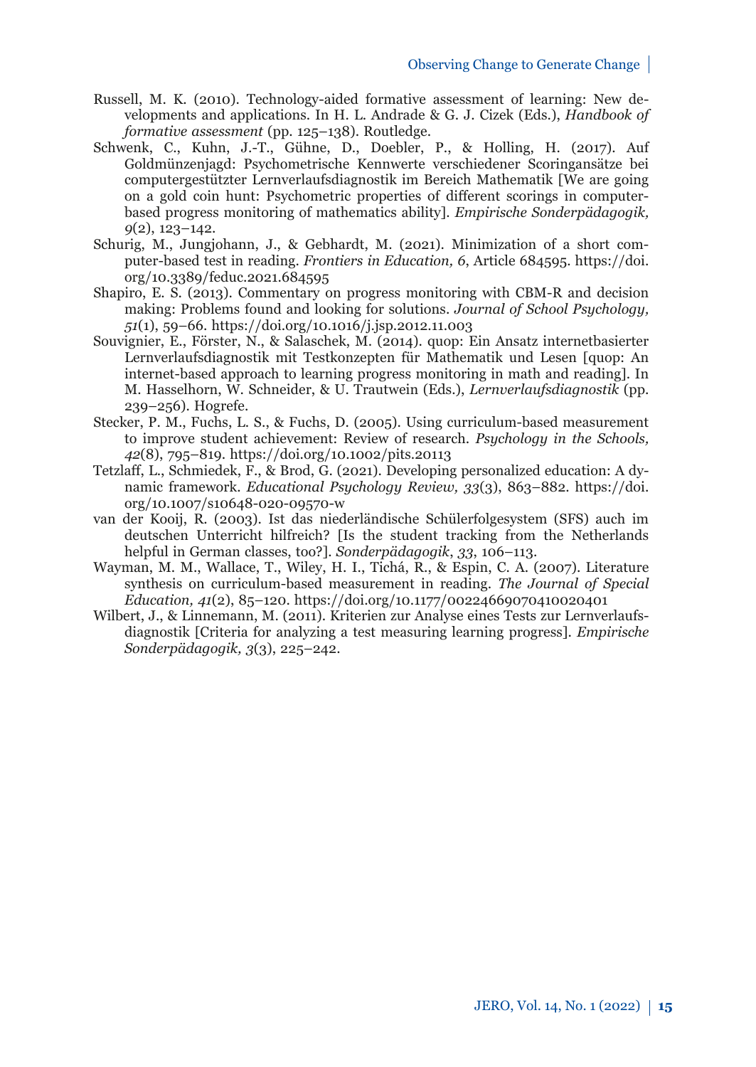Russell, M. K. (2010). Technology-aided formative assessment of learning: New developments and applications. In H. L. Andrade & G. J. Cizek (Eds.), *Handbook of formative assessment* (pp. 125–138). Routledge.

Schwenk, C., Kuhn, J.-T., Gühne, D., Doebler, P., & Holling, H. (2017). Auf Goldmünzenjagd: Psychometrische Kennwerte verschiedener Scoringansätze bei computergestützter Lernverlaufsdiagnostik im Bereich Mathematik [We are going on a gold coin hunt: Psychometric properties of different scorings in computer-based progress monitoring of mathematics ability]. *Empirische Sonderpädagogik, 9*(2), 123–142.

Schurig, M., Jungjohann, J., & Gebhardt, M. (2021). Minimization of a short computer-based test in reading. *Frontiers in Education, 6*, Article 684595. https://doi.org/10.3389/feduc.2021.684595

Shapiro, E. S. (2013). Commentary on progress monitoring with CBM-R and decision making: Problems found and looking for solutions. *Journal of School Psychology, 51*(1), 59–66. https://doi.org/10.1016/j.jsp.2012.11.003

Souvignier, E., Förster, N., & Salaschek, M. (2014). quop: Ein Ansatz internetbasierter Lernverlaufsdiagnostik mit Testkonzepten für Mathematik und Lesen [quop: An internet-based approach to learning progress monitoring in math and reading]. In M. Hasselhorn, W. Schneider, & U. Trautwein (Eds.), *Lernverlaufsdiagnostik* (pp. 239–256). Hogrefe.

Stecker, P. M., Fuchs, L. S., & Fuchs, D. (2005). Using curriculum-based measurement to improve student achievement: Review of research. *Psychology in the Schools, 42*(8), 795–819. https://doi.org/10.1002/pits.20113

Tetzlaff, L., Schmiedek, F., & Brod, G. (2021). Developing personalized education: A dynamic framework. *Educational Psychology Review, 33*(3), 863–882. https://doi.org/10.1007/s10648-020-09570-w

van der Kooij, R. (2003). Ist das niederländische Schülerfolgesystem (SFS) auch im deutschen Unterricht hilfreich? [Is the student tracking from the Netherlands helpful in German classes, too?]. *Sonderpädagogik*, *33*, 106–113.

Wayman, M. M., Wallace, T., Wiley, H. I., Tichá, R., & Espin, C. A. (2007). Literature synthesis on curriculum-based measurement in reading. *The Journal of Special Education, 41*(2), 85–120. https://doi.org/10.1177/00224669070410020401

Wilbert, J., & Linnemann, M. (2011). Kriterien zur Analyse eines Tests zur Lernverlaufsdiagnostik [Criteria for analyzing a test measuring learning progress]. *Empirische Sonderpädagogik, 3*(3), 225–242.